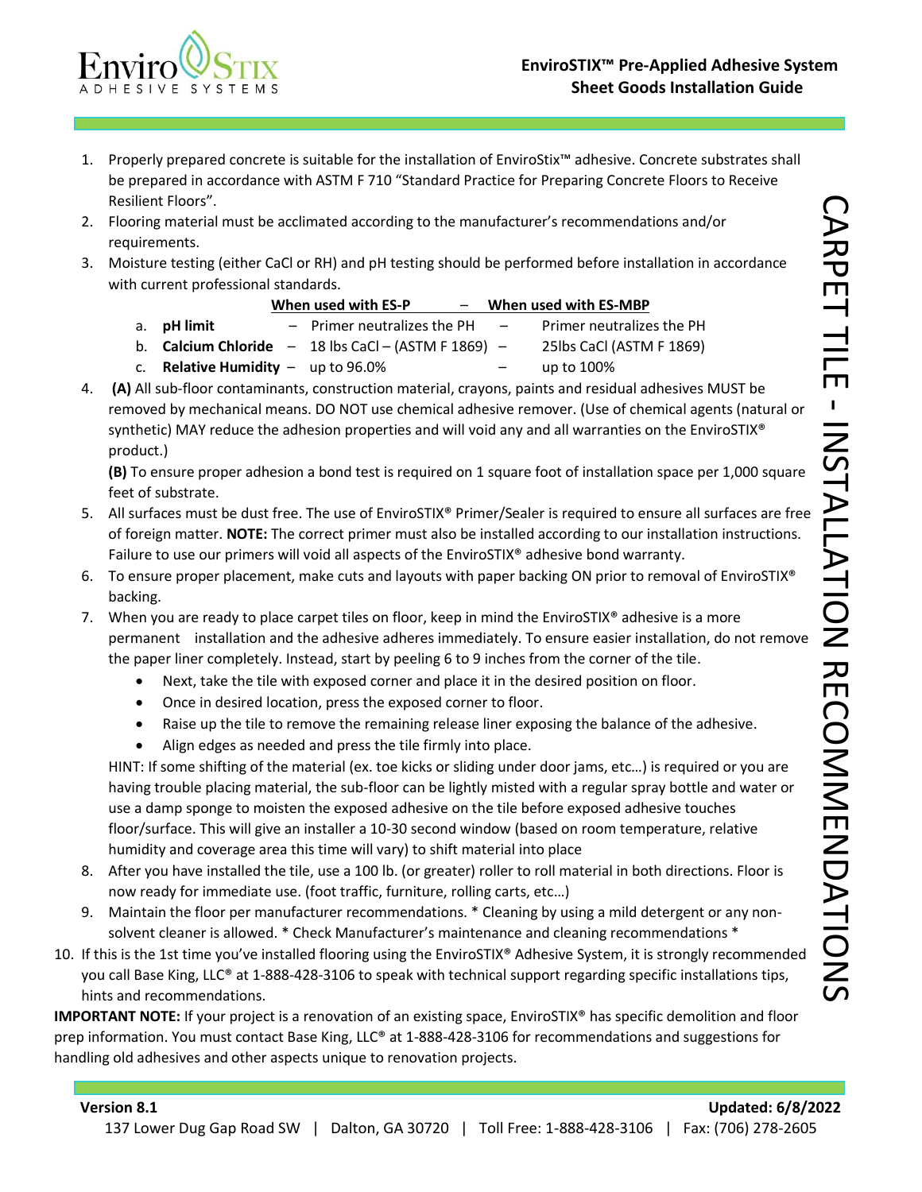# EnviroSTIX™ Pre-Applied Adhesive System
## Sheet Goods Installation Guide

## CARPET TILE - INSTALLATION RECOMMENDATIONS

1. Properly prepared concrete is suitable for the installation of EnviroStix™ adhesive. Concrete substrates shall be prepared in accordance with ASTM F 710 "Standard Practice for Preparing Concrete Floors to Receive Resilient Floors".
2. Flooring material must be acclimated according to the manufacturer's recommendations and/or requirements.
3. Moisture testing (either CaCl or RH) and pH testing should be performed before installation in accordance with current professional standards.

| | When used with ES-P | When used with ES-MBP |
|---|---|---|
| a. **pH limit** | Primer neutralizes the PH | Primer neutralizes the PH |
| b. **Calcium Chloride** | 18 lbs CaCl – (ASTM F 1869) | 25lbs CaCl (ASTM F 1869) |
| c. **Relative Humidity** | up to 96.0% | up to 100% |

4. **(A)** All sub-floor contaminants, construction material, crayons, paints and residual adhesives MUST be removed by mechanical means. DO NOT use chemical adhesive remover. (Use of chemical agents (natural or synthetic) MAY reduce the adhesion properties and will void any and all warranties on the EnviroSTIX® product.)

   **(B)** To ensure proper adhesion a bond test is required on 1 square foot of installation space per 1,000 square feet of substrate.
5. All surfaces must be dust free. The use of EnviroSTIX® Primer/Sealer is required to ensure all surfaces are free of foreign matter. **NOTE:** The correct primer must also be installed according to our installation instructions. Failure to use our primers will void all aspects of the EnviroSTIX® adhesive bond warranty.
6. To ensure proper placement, make cuts and layouts with paper backing ON prior to removal of EnviroSTIX® backing.
7. When you are ready to place carpet tiles on floor, keep in mind the EnviroSTIX® adhesive is a more permanent installation and the adhesive adheres immediately. To ensure easier installation, do not remove the paper liner completely. Instead, start by peeling 6 to 9 inches from the corner of the tile.
   - Next, take the tile with exposed corner and place it in the desired position on floor.
   - Once in desired location, press the exposed corner to floor.
   - Raise up the tile to remove the remaining release liner exposing the balance of the adhesive.
   - Align edges as needed and press the tile firmly into place.

   HINT: If some shifting of the material (ex. toe kicks or sliding under door jams, etc…) is required or you are having trouble placing material, the sub-floor can be lightly misted with a regular spray bottle and water or use a damp sponge to moisten the exposed adhesive on the tile before exposed adhesive touches floor/surface. This will give an installer a 10-30 second window (based on room temperature, relative humidity and coverage area this time will vary) to shift material into place
8. After you have installed the tile, use a 100 lb. (or greater) roller to roll material in both directions. Floor is now ready for immediate use. (foot traffic, furniture, rolling carts, etc…)
9. Maintain the floor per manufacturer recommendations. * Cleaning by using a mild detergent or any non-solvent cleaner is allowed. * Check Manufacturer's maintenance and cleaning recommendations *
10. If this is the 1st time you've installed flooring using the EnviroSTIX® Adhesive System, it is strongly recommended you call Base King, LLC® at 1-888-428-3106 to speak with technical support regarding specific installations tips, hints and recommendations.

**IMPORTANT NOTE:** If your project is a renovation of an existing space, EnviroSTIX® has specific demolition and floor prep information. You must contact Base King, LLC® at 1-888-428-3106 for recommendations and suggestions for handling old adhesives and other aspects unique to renovation projects.

**Version 8.1** **Updated: 6/8/2022**

137 Lower Dug Gap Road SW | Dalton, GA 30720 | Toll Free: 1-888-428-3106 | Fax: (706) 278-2605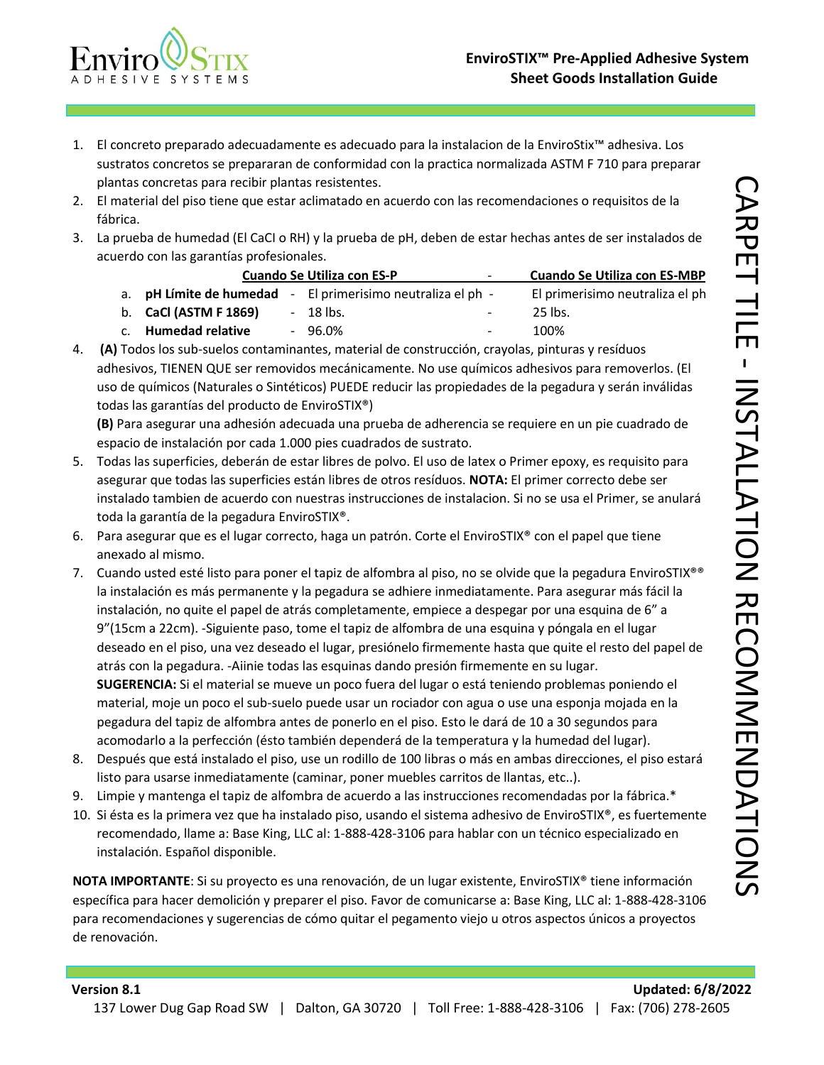1. El concreto preparado adecuadamente es adecuado para la instalacion de la EnviroStix™ adhesiva. Los sustratos concretos se prepararan de conformidad con la practica normalizada ASTM F 710 para preparar plantas concretas para recibir plantas resistentes.
2. El material del piso tiene que estar aclimatado en acuerdo con las recomendaciones o requisitos de la fábrica.
3. La prueba de humedad (El CaCI o RH) y la prueba de pH, deben de estar hechas antes de ser instalados de acuerdo con las garantías profesionales.

| | | | Cuando Se Utiliza con ES-P | - | Cuando Se Utiliza con ES-MBP |
|---|---|---|---|---|---|
| a. | **pH Límite de humedad** | - | El primerisimo neutraliza el ph | - | El primerisimo neutraliza el ph |
| b. | **CaCl (ASTM F 1869)** | - | 18 lbs. | - | 25 lbs. |
| c. | **Humedad relative** | - | 96.0% | - | 100% |

4. **(A)** Todos los sub-suelos contaminantes, material de construcción, crayolas, pinturas y resíduos adhesivos, TIENEN QUE ser removidos mecánicamente. No use químicos adhesivos para removerlos. (El uso de químicos (Naturales o Sintéticos) PUEDE reducir las propiedades de la pegadura y serán inválidas todas las garantías del producto de EnviroSTIX®)

   **(B)** Para asegurar una adhesión adecuada una prueba de adherencia se requiere en un pie cuadrado de espacio de instalación por cada 1.000 pies cuadrados de sustrato.
5. Todas las superficies, deberán de estar libres de polvo. El uso de latex o Primer epoxy, es requisito para asegurar que todas las superficies están libres de otros resíduos. **NOTA:** El primer correcto debe ser instalado tambien de acuerdo con nuestras instrucciones de instalacion. Si no se usa el Primer, se anulará toda la garantía de la pegadura EnviroSTIX®.
6. Para asegurar que es el lugar correcto, haga un patrón. Corte el EnviroSTIX® con el papel que tiene anexado al mismo.
7. Cuando usted esté listo para poner el tapiz de alfombra al piso, no se olvide que la pegadura EnviroSTIX®® la instalación es más permanente y la pegadura se adhiere inmediatamente. Para asegurar más fácil la instalación, no quite el papel de atrás completamente, empiece a despegar por una esquina de 6" a 9"(15cm a 22cm). -Siguiente paso, tome el tapiz de alfombra de una esquina y póngala en el lugar deseado en el piso, una vez deseado el lugar, presiónelo firmemente hasta que quite el resto del papel de atrás con la pegadura. -Aiinie todas las esquinas dando presión firmemente en su lugar.

   **SUGERENCIA:** Si el material se mueve un poco fuera del lugar o está teniendo problemas poniendo el material, moje un poco el sub-suelo puede usar un rociador con agua o use una esponja mojada en la pegadura del tapiz de alfombra antes de ponerlo en el piso. Esto le dará de 10 a 30 segundos para acomodarlo a la perfección (ésto también dependerá de la temperatura y la humedad del lugar).
8. Después que está instalado el piso, use un rodillo de 100 libras o más en ambas direcciones, el piso estará listo para usarse inmediatamente (caminar, poner muebles carritos de llantas, etc..).
9. Limpie y mantenga el tapiz de alfombra de acuerdo a las instrucciones recomendadas por la fábrica.*
10. Si ésta es la primera vez que ha instalado piso, usando el sistema adhesivo de EnviroSTIX®, es fuertemente recomendado, llame a: Base King, LLC al: 1-888-428-3106 para hablar con un técnico especializado en instalación. Español disponible.

**NOTA IMPORTANTE**: Si su proyecto es una renovación, de un lugar existente, EnviroSTIX® tiene información específica para hacer demolición y preparer el piso. Favor de comunicarse a: Base King, LLC al: 1-888-428-3106 para recomendaciones y sugerencias de cómo quitar el pegamento viejo u otros aspectos únicos a proyectos de renovación.